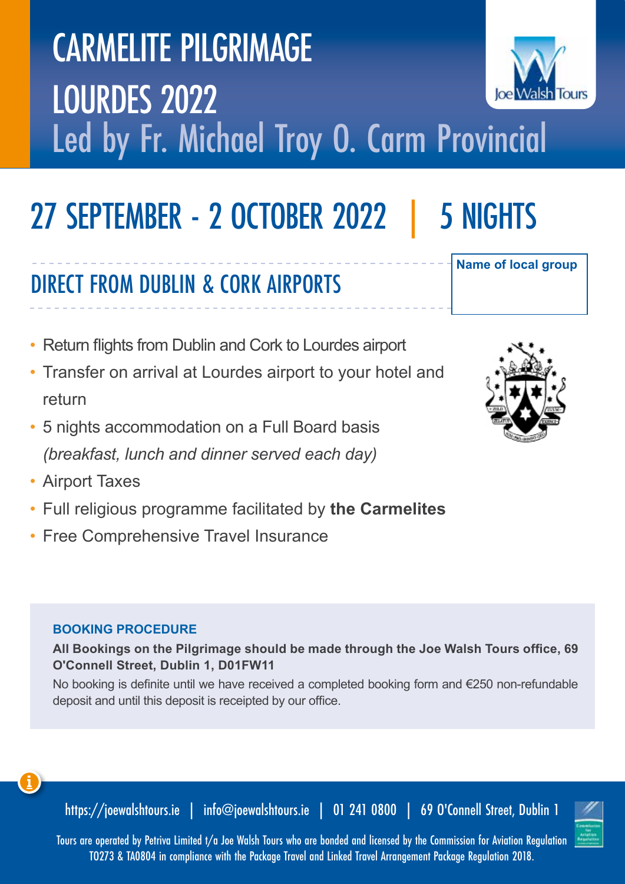# CARMELITE PILGRIMAGE LOURDES 2022

## Led by Fr. Michael Troy O. Carm Provincial

## 27 SEPTEMBER - 2 OCTOBER 2022 | 5 NIGHTS

**Name of local group**

## DIRECT FROM DUBLIN & CORK AIRPORTS

- Return flights from Dublin and Cork to Lourdes airport
- Transfer on arrival at Lourdes airport to your hotel and return
- 5 nights accommodation on a Full Board basis *(breakfast, lunch and dinner served each day)*
- Airport Taxes
- Full religious programme facilitated by **the Carmelites**
- Free Comprehensive Travel Insurance

### BOOKING PROCEDURE

**All Bookings on the Pilgrimage should be made through the Joe Walsh Tours office, 69 O'Connell Street, Dublin 1, D01FW11**

No booking is definite until we have received a completed booking form and €250 non-refundable deposit and until this deposit is receipted by our office.

https://joewalshtours.ie | info@joewalshtours.ie | 01 241 0800 | 69 O'Connell Street, Dublin 1

Tours are operated by Petriva Limited t/a Joe Walsh Tours who are bonded and licensed by the Commission for Aviation Regulation TO273 & TA0804 in compliance with the Package Travel and Linked Travel Arrangement Package Regulation 2018.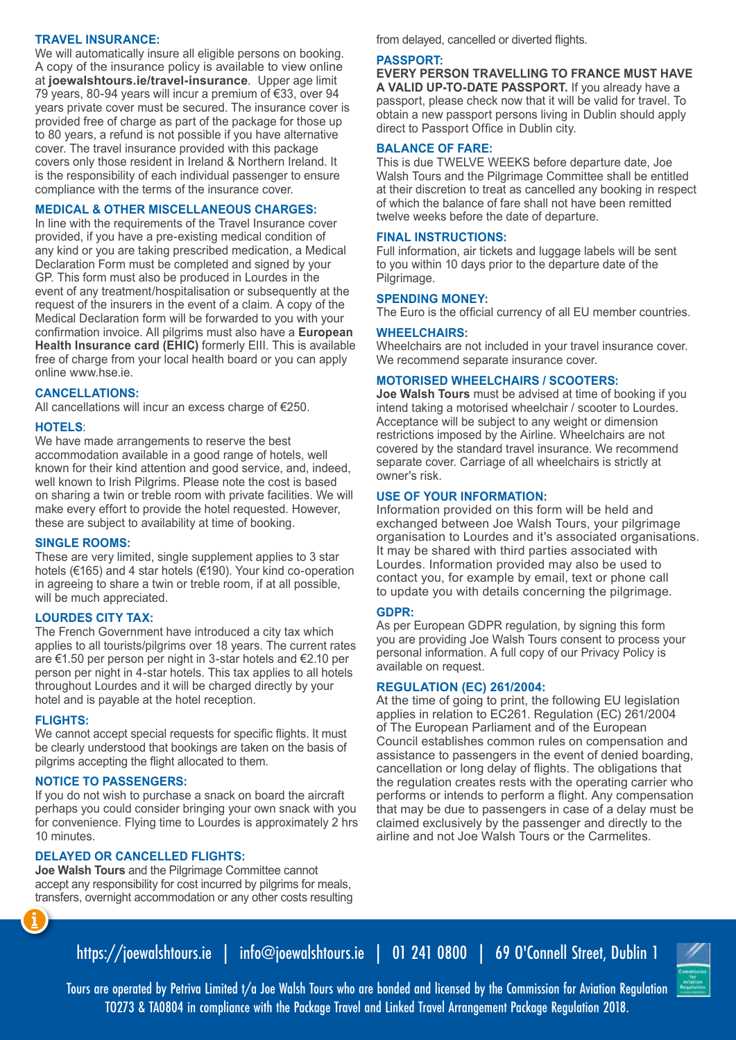## TRAVEL INSURANCE:

We will automatically insure all eligible persons on booking. A copy of the insurance policy is available to view online at **joewalshtours.ie/travel-insurance**. Upper age limit 79 years, 80-94 years will incur a premium of €33, over 94 years private cover must be secured. The insurance cover is provided free of charge as part of the package for those up to 80 years, a refund is not possible if you have alternative cover. The travel insurance provided with this package covers only those resident in Ireland & Northern Ireland. It is the responsibility of each individual passenger to ensure compliance with the terms of the insurance cover.

## MEDICAL & OTHER MISCELLANEOUS CHARGES:

In line with the requirements of the Travel Insurance cover provided, if you have a pre-existing medical condition of any kind or you are taking prescribed medication, a Medical Declaration Form must be completed and signed by your GP. This form must also be produced in Lourdes in the event of any treatment/hospitalisation or subsequently at the request of the insurers in the event of a claim. A copy of the Medical Declaration form will be forwarded to you with your confirmation invoice. All pilgrims must also have a **European Health Insurance card (EHIC)** formerly EIII. This is available free of charge from your local health board or you can apply online www.hse.ie.

## CANCELLATIONS:

All cancellations will incur an excess charge of €250.

## HOTELS:

We have made arrangements to reserve the best accommodation available in a good range of hotels, well known for their kind attention and good service, and, indeed, well known to Irish Pilgrims. Please note the cost is based on sharing a twin or treble room with private facilities. We will make every effort to provide the hotel requested. However, these are subject to availability at time of booking.

## SINGLE ROOMS:

These are very limited, single supplement applies to 3 star hotels (€165) and 4 star hotels (€190). Your kind co-operation in agreeing to share a twin or treble room, if at all possible, will be much appreciated.

## LOURDES CITY TAX:

The French Government have introduced a city tax which applies to all tourists/pilgrims over 18 years. The current rates are €1.50 per person per night in 3-star hotels and €2.10 per person per night in 4-star hotels. This tax applies to all hotels throughout Lourdes and it will be charged directly by your hotel and is payable at the hotel reception.

## FLIGHTS:

We cannot accept special requests for specific flights. It must be clearly understood that bookings are taken on the basis of pilgrims accepting the flight allocated to them.

## NOTICE TO PASSENGERS:

If you do not wish to purchase a snack on board the aircraft perhaps you could consider bringing your own snack with you for convenience. Flying time to Lourdes is approximately 2 hrs 10 minutes.

## DELAYED OR CANCELLED FLIGHTS:

**Joe Walsh Tours** and the Pilgrimage Committee cannot accept any responsibility for cost incurred by pilgrims for meals, transfers, overnight accommodation or any other costs resulting from delayed, cancelled or diverted flights.

## PASSPORT:

**EVERY PERSON TRAVELLING TO FRANCE MUST HAVE A VALID UP-TO-DATE PASSPORT.** If you already have a passport, please check now that it will be valid for travel. To obtain a new passport persons living in Dublin should apply direct to Passport Office in Dublin city.

## BALANCE OF FARE:

This is due TWELVE WEEKS before departure date, Joe Walsh Tours and the Pilgrimage Committee shall be entitled at their discretion to treat as cancelled any booking in respect of which the balance of fare shall not have been remitted twelve weeks before the date of departure.

## FINAL INSTRUCTIONS:

Full information, air tickets and luggage labels will be sent to you within 10 days prior to the departure date of the Pilgrimage.

## SPENDING MONEY:

The Euro is the official currency of all EU member countries.

## WHEELCHAIRS:

Wheelchairs are not included in your travel insurance cover. We recommend separate insurance cover.

## MOTORISED WHEELCHAIRS / SCOOTERS:

**Joe Walsh Tours** must be advised at time of booking if you intend taking a motorised wheelchair / scooter to Lourdes. Acceptance will be subject to any weight or dimension restrictions imposed by the Airline. Wheelchairs are not covered by the standard travel insurance. We recommend separate cover. Carriage of all wheelchairs is strictly at owner's risk.

## USE OF YOUR INFORMATION:

Information provided on this form will be held and exchanged between Joe Walsh Tours, your pilgrimage organisation to Lourdes and it's associated organisations. It may be shared with third parties associated with Lourdes. Information provided may also be used to contact you, for example by email, text or phone call to update you with details concerning the pilgrimage.

## GDPR:

As per European GDPR regulation, by signing this form you are providing Joe Walsh Tours consent to process your personal information. A full copy of our Privacy Policy is available on request.

## REGULATION (EC) 261/2004:

At the time of going to print, the following EU legislation applies in relation to EC261. Regulation (EC) 261/2004 of The European Parliament and of the European Council establishes common rules on compensation and assistance to passengers in the event of denied boarding, cancellation or long delay of flights. The obligations that the regulation creates rests with the operating carrier who performs or intends to perform a flight. Any compensation that may be due to passengers in case of a delay must be claimed exclusively by the passenger and directly to the airline and not Joe Walsh Tours or the Carmelites.

https://joewalshtours.ie | info@joewalshtours.ie | 01 241 0800 | 69 O'Connell Street, Dublin 1

Tours are operated by Petriva Limited t/a Joe Walsh Tours who are bonded and licensed by the Commission for Aviation Regulation TO273 & TA0804 in compliance with the Package Travel and Linked Travel Arrangement Package Regulation 2018.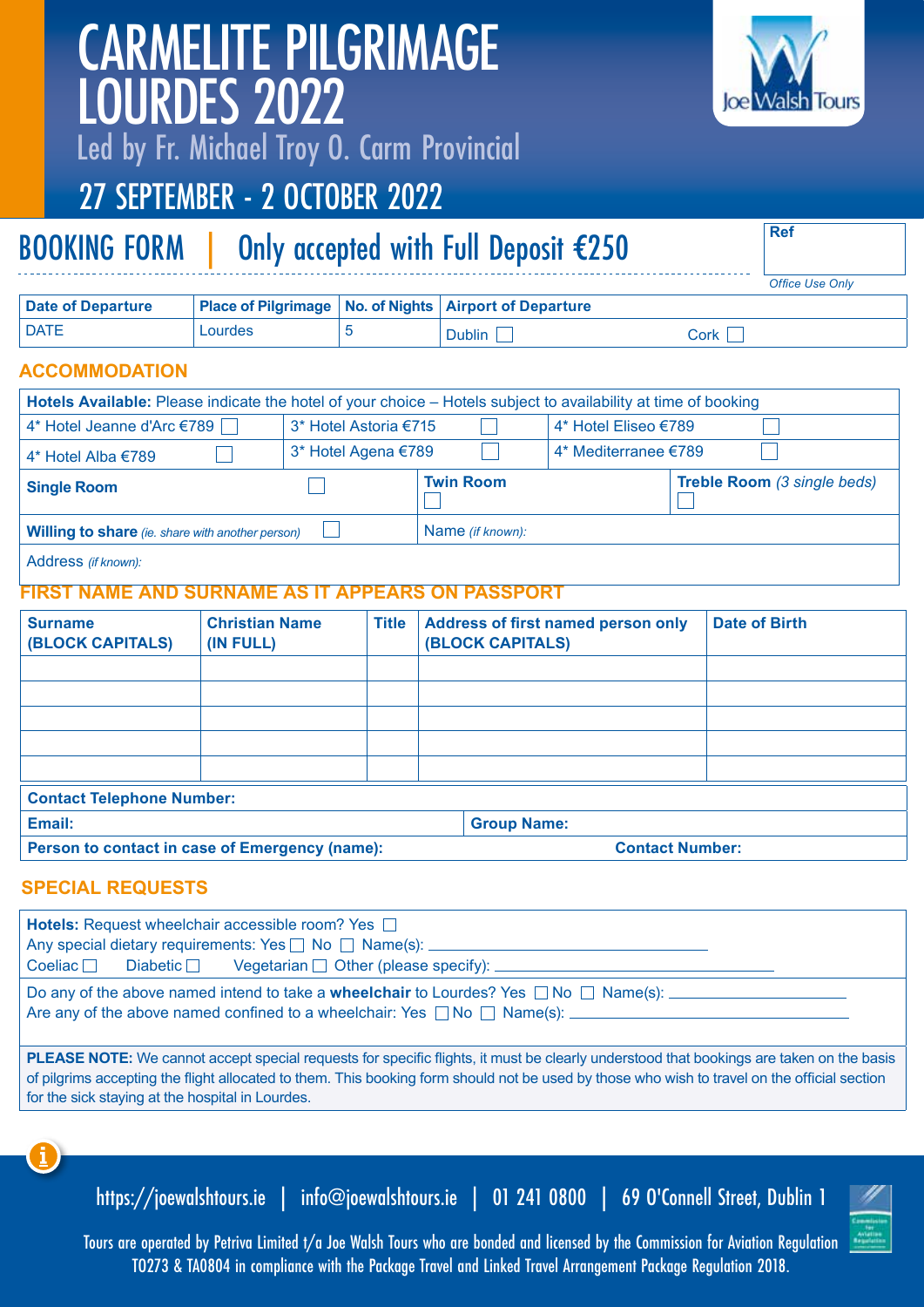# CARMELITE PILGRIMAGE LOURDES 2022

Led by Fr. Michael Troy O. Carm Provincial

## 27 SEPTEMBER - 2 OCTOBER 2022

## BOOKING FORM | Only accepted with Full Deposit €250

Ref

*Office Use Only*

| Date of Departure | Place of Pilgrimage | No. of Nights | Airport of Departure | |
|---|---|---|---|---|
| DATE | Lourdes | 5 | Dublin ☐ | Cork ☐ |

### ACCOMMODATION

| **Hotels Available:** Please indicate the hotel of your choice – Hotels subject to availability at time of booking | | |
|---|---|---|
| 4* Hotel Jeanne d'Arc €789 ☐ | 3* Hotel Astoria €715 ☐ | 4* Hotel Eliseo €789 ☐ |
| 4* Hotel Alba €789 ☐ | 3* Hotel Agena €789 ☐ | 4* Mediterranee €789 ☐ |
| **Single Room** ☐ | **Twin Room** ☐ | **Treble Room** *(3 single beds)* ☐ |
| **Willing to share** *(ie. share with another person)* ☐ | Name *(if known)*: | |
| Address *(if known)*: | | |

### FIRST NAME AND SURNAME AS IT APPEARS ON PASSPORT

| Surname (BLOCK CAPITALS) | Christian Name (IN FULL) | Title | Address of first named person only (BLOCK CAPITALS) | Date of Birth |
|---|---|---|---|---|
| | | | | |
| | | | | |
| | | | | |
| | | | | |
| | | | | |

| **Contact Telephone Number:** | |
|---|---|
| **Email:** | **Group Name:** |
| **Person to contact in case of Emergency (name):** | **Contact Number:** |

### SPECIAL REQUESTS

**Hotels:** Request wheelchair accessible room? Yes ☐
Any special dietary requirements: Yes ☐ No ☐ Name(s): ______________________
Coeliac ☐ Diabetic ☐ Vegetarian ☐ Other (please specify): ______________________

Do any of the above named intend to take a **wheelchair** to Lourdes? Yes ☐ No ☐ Name(s): ______________________
Are any of the above named confined to a wheelchair: Yes ☐ No ☐ Name(s): ______________________

**PLEASE NOTE:** We cannot accept special requests for specific flights, it must be clearly understood that bookings are taken on the basis of pilgrims accepting the flight allocated to them. This booking form should not be used by those who wish to travel on the official section for the sick staying at the hospital in Lourdes.

https://joewalshtours.ie | info@joewalshtours.ie | 01 241 0800 | 69 O'Connell Street, Dublin 1

Tours are operated by Petriva Limited t/a Joe Walsh Tours who are bonded and licensed by the Commission for Aviation Regulation T0273 & TA0804 in compliance with the Package Travel and Linked Travel Arrangement Package Regulation 2018.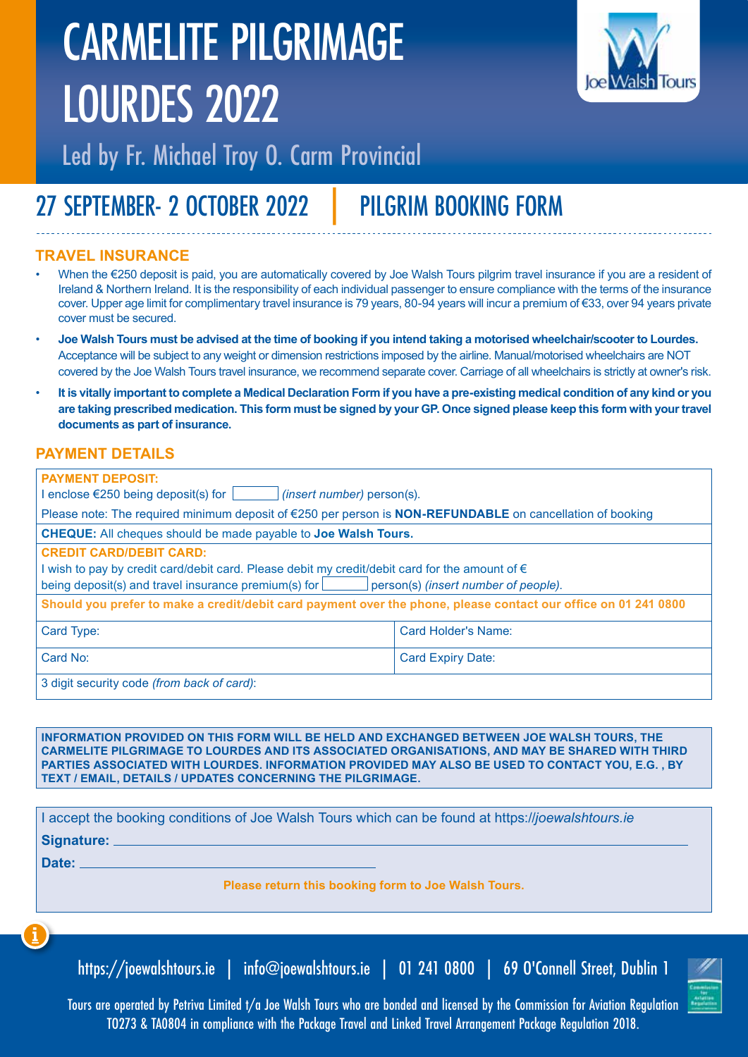# CARMELITE PILGRIMAGE LOURDES 2022

Led by Fr. Michael Troy O. Carm Provincial

## 27 SEPTEMBER- 2 OCTOBER 2022 | PILGRIM BOOKING FORM

### TRAVEL INSURANCE

- When the €250 deposit is paid, you are automatically covered by Joe Walsh Tours pilgrim travel insurance if you are a resident of Ireland & Northern Ireland. It is the responsibility of each individual passenger to ensure compliance with the terms of the insurance cover. Upper age limit for complimentary travel insurance is 79 years, 80-94 years will incur a premium of €33, over 94 years private cover must be secured.
- **Joe Walsh Tours must be advised at the time of booking if you intend taking a motorised wheelchair/scooter to Lourdes.** Acceptance will be subject to any weight or dimension restrictions imposed by the airline. Manual/motorised wheelchairs are NOT covered by the Joe Walsh Tours travel insurance, we recommend separate cover. Carriage of all wheelchairs is strictly at owner's risk.
- **It is vitally important to complete a Medical Declaration Form if you have a pre-existing medical condition of any kind or you are taking prescribed medication. This form must be signed by your GP. Once signed please keep this form with your travel documents as part of insurance.**

### PAYMENT DETAILS

**PAYMENT DEPOSIT:**
I enclose €250 being deposit(s) for ______ *(insert number)* person(s).

Please note: The required minimum deposit of €250 per person is **NON-REFUNDABLE** on cancellation of booking

**CHEQUE:** All cheques should be made payable to **Joe Walsh Tours.**

**CREDIT CARD/DEBIT CARD:**
I wish to pay by credit card/debit card. Please debit my credit/debit card for the amount of €
being deposit(s) and travel insurance premium(s) for ______ person(s) *(insert number of people).*

**Should you prefer to make a credit/debit card payment over the phone, please contact our office on 01 241 0800**

| | |
|---|---|
| Card Type: | Card Holder's Name: |
| Card No: | Card Expiry Date: |
| 3 digit security code *(from back of card)*: | |

**INFORMATION PROVIDED ON THIS FORM WILL BE HELD AND EXCHANGED BETWEEN JOE WALSH TOURS, THE CARMELITE PILGRIMAGE TO LOURDES AND ITS ASSOCIATED ORGANISATIONS, AND MAY BE SHARED WITH THIRD PARTIES ASSOCIATED WITH LOURDES. INFORMATION PROVIDED MAY ALSO BE USED TO CONTACT YOU, E.G. , BY TEXT / EMAIL, DETAILS / UPDATES CONCERNING THE PILGRIMAGE.**

I accept the booking conditions of Joe Walsh Tours which can be found at https:*//joewalshtours.ie*

**Signature:** ________________________________

**Date:** ____________________

**Please return this booking form to Joe Walsh Tours.**

https://joewalshtours.ie | info@joewalshtours.ie | 01 241 0800 | 69 O'Connell Street, Dublin 1

Tours are operated by Petriva Limited t/a Joe Walsh Tours who are bonded and licensed by the Commission for Aviation Regulation TO273 & TA0804 in compliance with the Package Travel and Linked Travel Arrangement Package Regulation 2018.